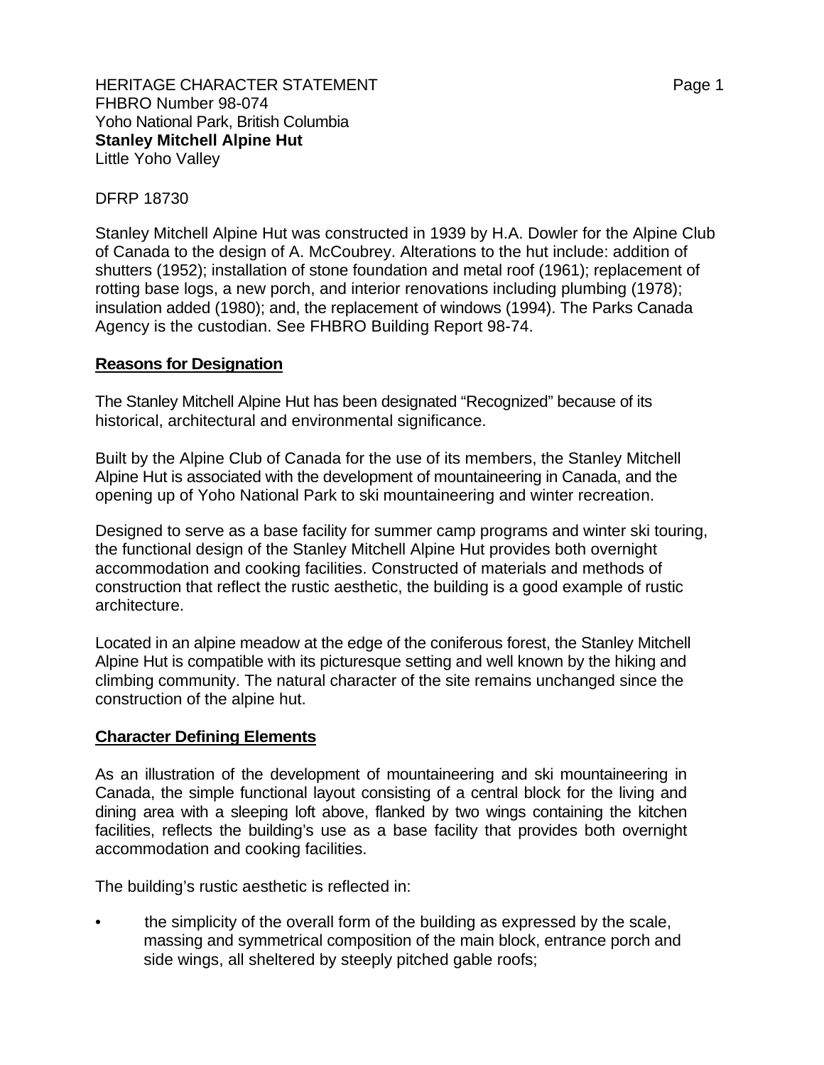HERITAGE CHARACTER STATEMENT
FHBRO Number 98-074
Yoho National Park, British Columbia
**Stanley Mitchell Alpine Hut**
Little Yoho Valley

DFRP 18730

Stanley Mitchell Alpine Hut was constructed in 1939 by H.A. Dowler for the Alpine Club of Canada to the design of A. McCoubrey. Alterations to the hut include: addition of shutters (1952); installation of stone foundation and metal roof (1961); replacement of rotting base logs, a new porch, and interior renovations including plumbing (1978); insulation added (1980); and, the replacement of windows (1994). The Parks Canada Agency is the custodian. See FHBRO Building Report 98-74.

## Reasons for Designation

The Stanley Mitchell Alpine Hut has been designated "Recognized" because of its historical, architectural and environmental significance.

Built by the Alpine Club of Canada for the use of its members, the Stanley Mitchell Alpine Hut is associated with the development of mountaineering in Canada, and the opening up of Yoho National Park to ski mountaineering and winter recreation.

Designed to serve as a base facility for summer camp programs and winter ski touring, the functional design of the Stanley Mitchell Alpine Hut provides both overnight accommodation and cooking facilities. Constructed of materials and methods of construction that reflect the rustic aesthetic, the building is a good example of rustic architecture.

Located in an alpine meadow at the edge of the coniferous forest, the Stanley Mitchell Alpine Hut is compatible with its picturesque setting and well known by the hiking and climbing community. The natural character of the site remains unchanged since the construction of the alpine hut.

## Character Defining Elements

As an illustration of the development of mountaineering and ski mountaineering in Canada, the simple functional layout consisting of a central block for the living and dining area with a sleeping loft above, flanked by two wings containing the kitchen facilities, reflects the building's use as a base facility that provides both overnight accommodation and cooking facilities.

The building's rustic aesthetic is reflected in:

- the simplicity of the overall form of the building as expressed by the scale, massing and symmetrical composition of the main block, entrance porch and side wings, all sheltered by steeply pitched gable roofs;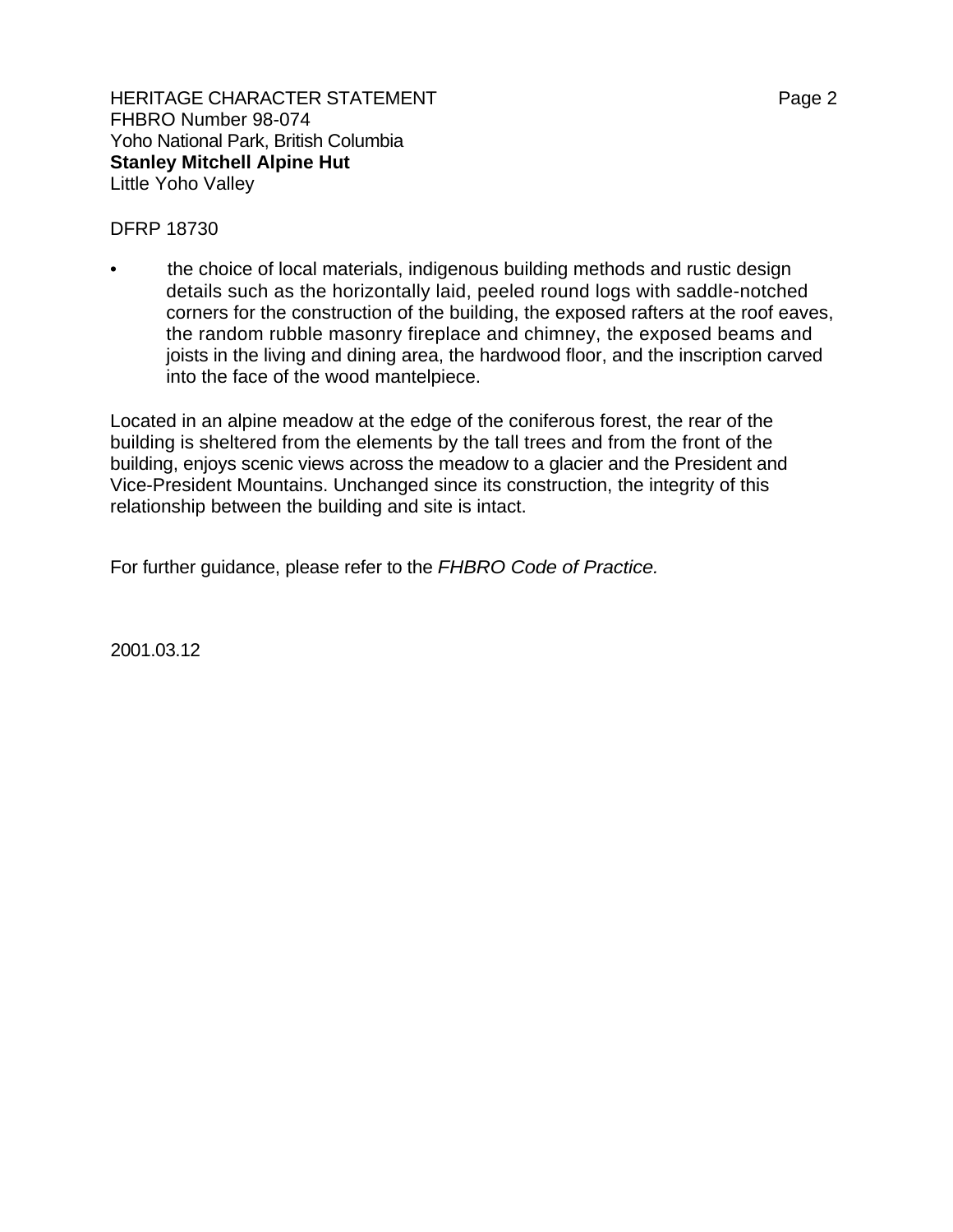- the choice of local materials, indigenous building methods and rustic design details such as the horizontally laid, peeled round logs with saddle-notched corners for the construction of the building, the exposed rafters at the roof eaves, the random rubble masonry fireplace and chimney, the exposed beams and joists in the living and dining area, the hardwood floor, and the inscription carved into the face of the wood mantelpiece.

Located in an alpine meadow at the edge of the coniferous forest, the rear of the building is sheltered from the elements by the tall trees and from the front of the building, enjoys scenic views across the meadow to a glacier and the President and Vice-President Mountains. Unchanged since its construction, the integrity of this relationship between the building and site is intact.

For further guidance, please refer to the *FHBRO Code of Practice.*

2001.03.12